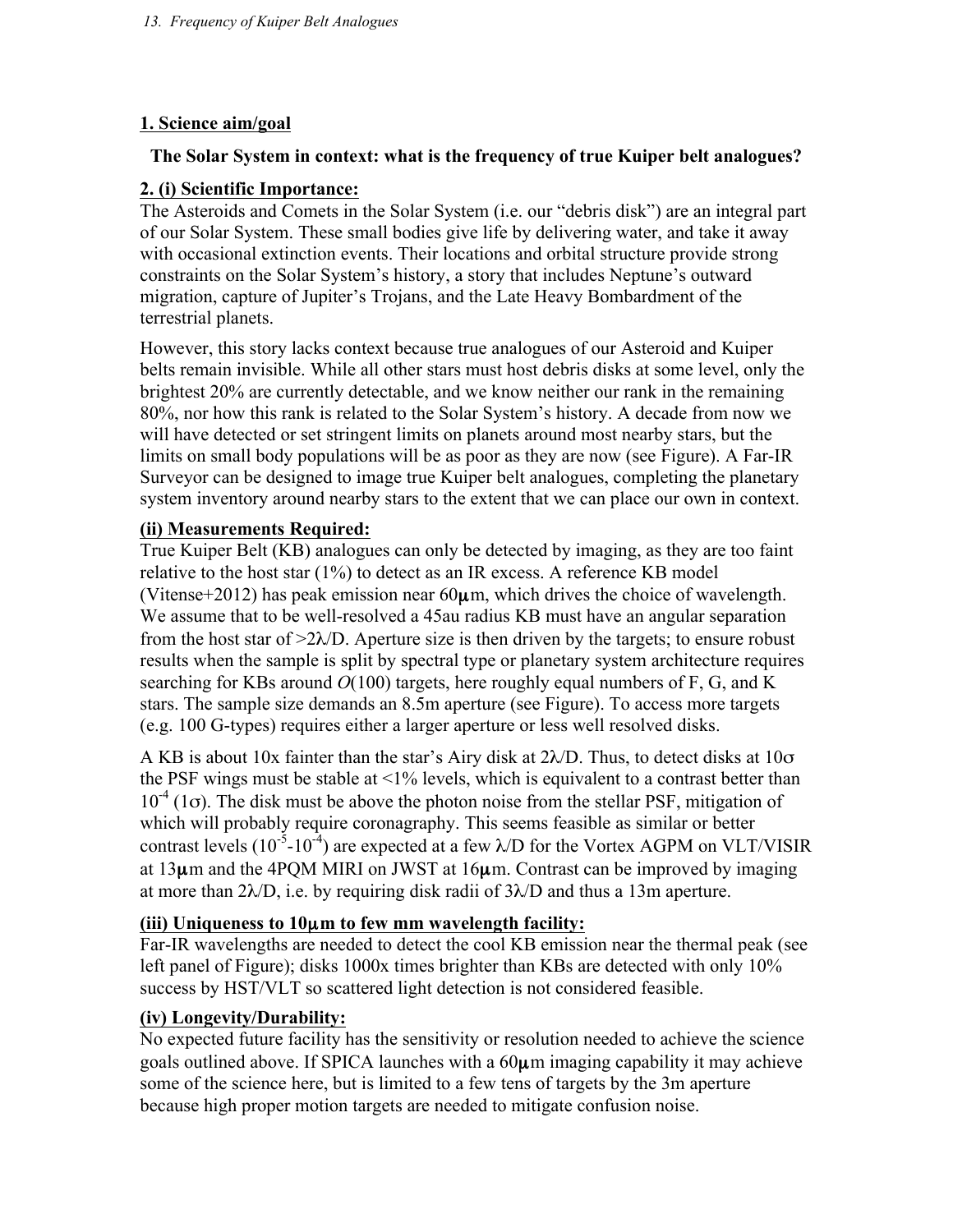## 1. Science aim/goal

**The Solar System in context: what is the frequency of true Kuiper belt analogues?**

## 2. (i) Scientific Importance:

The Asteroids and Comets in the Solar System (i.e. our "debris disk") are an integral part of our Solar System. These small bodies give life by delivering water, and take it away with occasional extinction events. Their locations and orbital structure provide strong constraints on the Solar System's history, a story that includes Neptune's outward migration, capture of Jupiter's Trojans, and the Late Heavy Bombardment of the terrestrial planets.

However, this story lacks context because true analogues of our Asteroid and Kuiper belts remain invisible. While all other stars must host debris disks at some level, only the brightest 20% are currently detectable, and we know neither our rank in the remaining 80%, nor how this rank is related to the Solar System's history. A decade from now we will have detected or set stringent limits on planets around most nearby stars, but the limits on small body populations will be as poor as they are now (see Figure). A Far-IR Surveyor can be designed to image true Kuiper belt analogues, completing the planetary system inventory around nearby stars to the extent that we can place our own in context.

### (ii) Measurements Required:

True Kuiper Belt (KB) analogues can only be detected by imaging, as they are too faint relative to the host star (1%) to detect as an IR excess. A reference KB model (Vitense+2012) has peak emission near 60μm, which drives the choice of wavelength. We assume that to be well-resolved a 45au radius KB must have an angular separation from the host star of $>2\lambda/D$. Aperture size is then driven by the targets; to ensure robust results when the sample is split by spectral type or planetary system architecture requires searching for KBs around $O(100)$ targets, here roughly equal numbers of F, G, and K stars. The sample size demands an 8.5m aperture (see Figure). To access more targets (e.g. 100 G-types) requires either a larger aperture or less well resolved disks.

A KB is about 10x fainter than the star's Airy disk at $2\lambda/D$. Thus, to detect disks at $10\sigma$ the PSF wings must be stable at <1% levels, which is equivalent to a contrast better than $10^{-4}$ ($1\sigma$). The disk must be above the photon noise from the stellar PSF, mitigation of which will probably require coronagraphy. This seems feasible as similar or better contrast levels ($10^{-5}$-$10^{-4}$) are expected at a few $\lambda/D$ for the Vortex AGPM on VLT/VISIR at 13μm and the 4PQM MIRI on JWST at 16μm. Contrast can be improved by imaging at more than $2\lambda/D$, i.e. by requiring disk radii of $3\lambda/D$ and thus a 13m aperture.

### (iii) Uniqueness to 10μm to few mm wavelength facility:

Far-IR wavelengths are needed to detect the cool KB emission near the thermal peak (see left panel of Figure); disks 1000x times brighter than KBs are detected with only 10% success by HST/VLT so scattered light detection is not considered feasible.

### (iv) Longevity/Durability:

No expected future facility has the sensitivity or resolution needed to achieve the science goals outlined above. If SPICA launches with a 60μm imaging capability it may achieve some of the science here, but is limited to a few tens of targets by the 3m aperture because high proper motion targets are needed to mitigate confusion noise.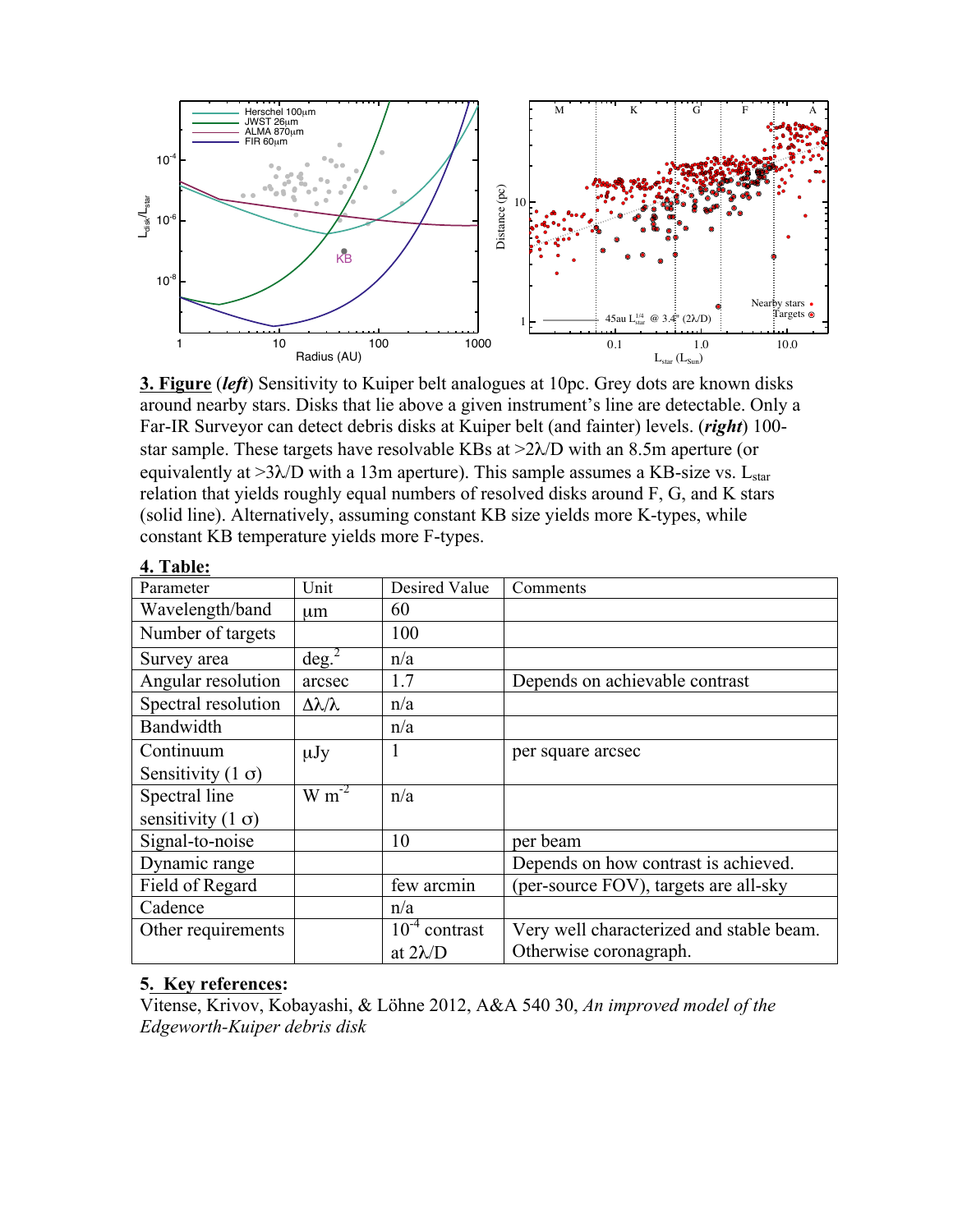Herschel 100μm
JWST 26μm
ALMA 870μm
FIR 60μm

$10^{-4}$
$10^{-6}$
$10^{-8}$

$L_{disk}/L_{star}$

KB

1
10
100
1000

Radius (AU)

M K G F A

Distance (pc)

10

1

45au $L_{star}^{1/4}$ @ 3.4" (2λ/D)

Nearby stars
Targets

0.1
1.0
10.0

$L_{star}$ ($L_{Sun}$)

**3. Figure** (*left*) Sensitivity to Kuiper belt analogues at 10pc. Grey dots are known disks around nearby stars. Disks that lie above a given instrument's line are detectable. Only a Far-IR Surveyor can detect debris disks at Kuiper belt (and fainter) levels. (***right***) 100-star sample. These targets have resolvable KBs at >2λ/D with an 8.5m aperture (or equivalently at >3λ/D with a 13m aperture). This sample assumes a KB-size vs. $L_{star}$ relation that yields roughly equal numbers of resolved disks around F, G, and K stars (solid line). Alternatively, assuming constant KB size yields more K-types, while constant KB temperature yields more F-types.

**4. Table:**

| Parameter | Unit | Desired Value | Comments |
|---|---|---|---|
| Wavelength/band | μm | 60 | |
| Number of targets | | 100 | |
| Survey area | deg.$^2$ | n/a | |
| Angular resolution | arcsec | 1.7 | Depends on achievable contrast |
| Spectral resolution | Δλ/λ | n/a | |
| Bandwidth | | n/a | |
| Continuum Sensitivity (1 σ) | μJy | 1 | per square arcsec |
| Spectral line sensitivity (1 σ) | W m$^{-2}$ | n/a | |
| Signal-to-noise | | 10 | per beam |
| Dynamic range | | | Depends on how contrast is achieved. |
| Field of Regard | | few arcmin | (per-source FOV), targets are all-sky |
| Cadence | | n/a | |
| Other requirements | | $10^{-4}$ contrast at 2λ/D | Very well characterized and stable beam. Otherwise coronagraph. |

**5. Key references:**

Vitense, Krivov, Kobayashi, & Löhne 2012, A&A 540 30, *An improved model of the Edgeworth-Kuiper debris disk*